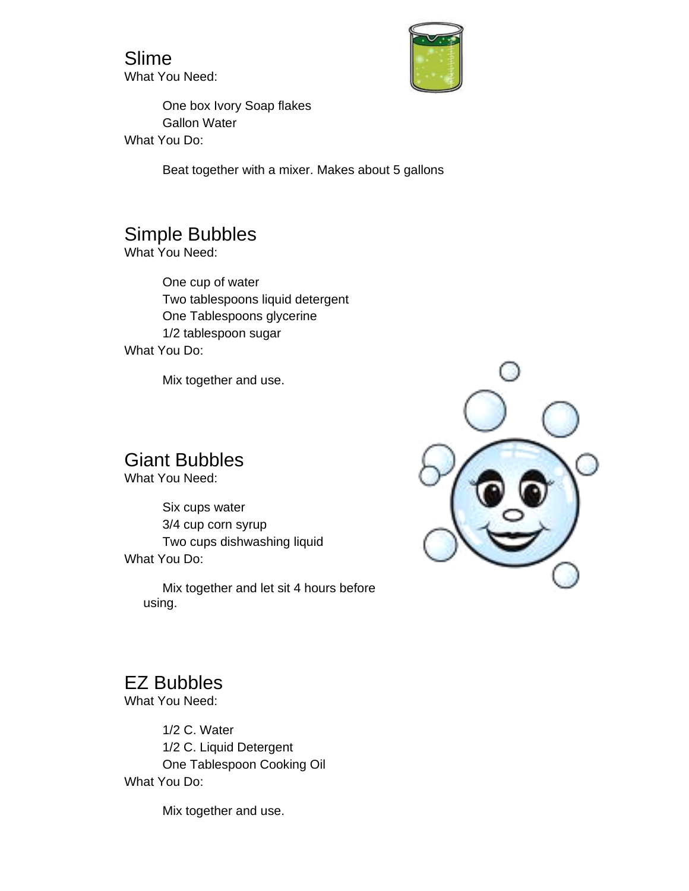## Slime

What You Need:

- One box Ivory Soap flakes
- Gallon Water

What You Do:

Beat together with a mixer. Makes about 5 gallons

## Simple Bubbles

What You Need:

- One cup of water
- Two tablespoons liquid detergent
- One Tablespoons glycerine
- 1/2 tablespoon sugar

What You Do:

Mix together and use.

## Giant Bubbles

What You Need:

- Six cups water
- 3/4 cup corn syrup
- Two cups dishwashing liquid

What You Do:

Mix together and let sit 4 hours before using.

## EZ Bubbles

What You Need:

- 1/2 C. Water
- 1/2 C. Liquid Detergent
- One Tablespoon Cooking Oil

What You Do:

Mix together and use.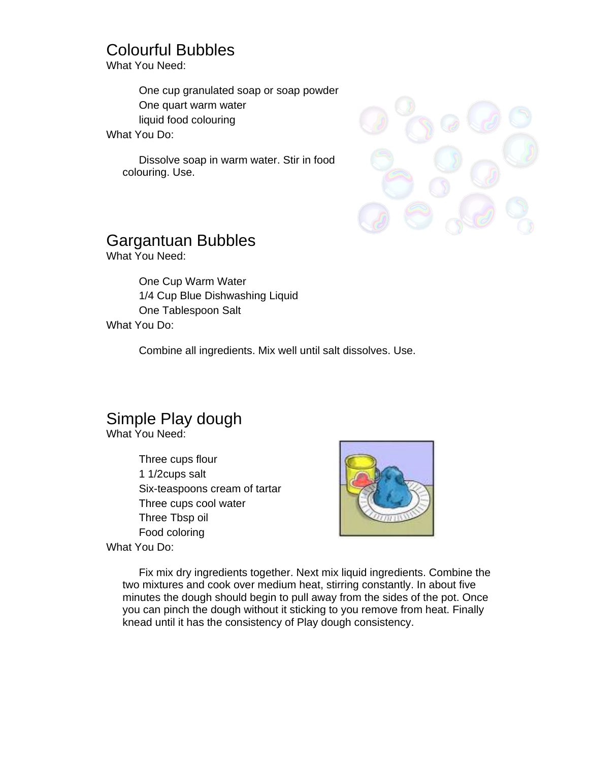## Colourful Bubbles

What You Need:

- One cup granulated soap or soap powder
- One quart warm water
- liquid food colouring

What You Do:

Dissolve soap in warm water. Stir in food colouring. Use.

## Gargantuan Bubbles

What You Need:

- One Cup Warm Water
- 1/4 Cup Blue Dishwashing Liquid
- One Tablespoon Salt

What You Do:

Combine all ingredients. Mix well until salt dissolves. Use.

## Simple Play dough

What You Need:

- Three cups flour
- 1 1/2cups salt
- Six-teaspoons cream of tartar
- Three cups cool water
- Three Tbsp oil
- Food coloring

What You Do:

Fix mix dry ingredients together. Next mix liquid ingredients. Combine the two mixtures and cook over medium heat, stirring constantly. In about five minutes the dough should begin to pull away from the sides of the pot. Once you can pinch the dough without it sticking to you remove from heat. Finally knead until it has the consistency of Play dough consistency.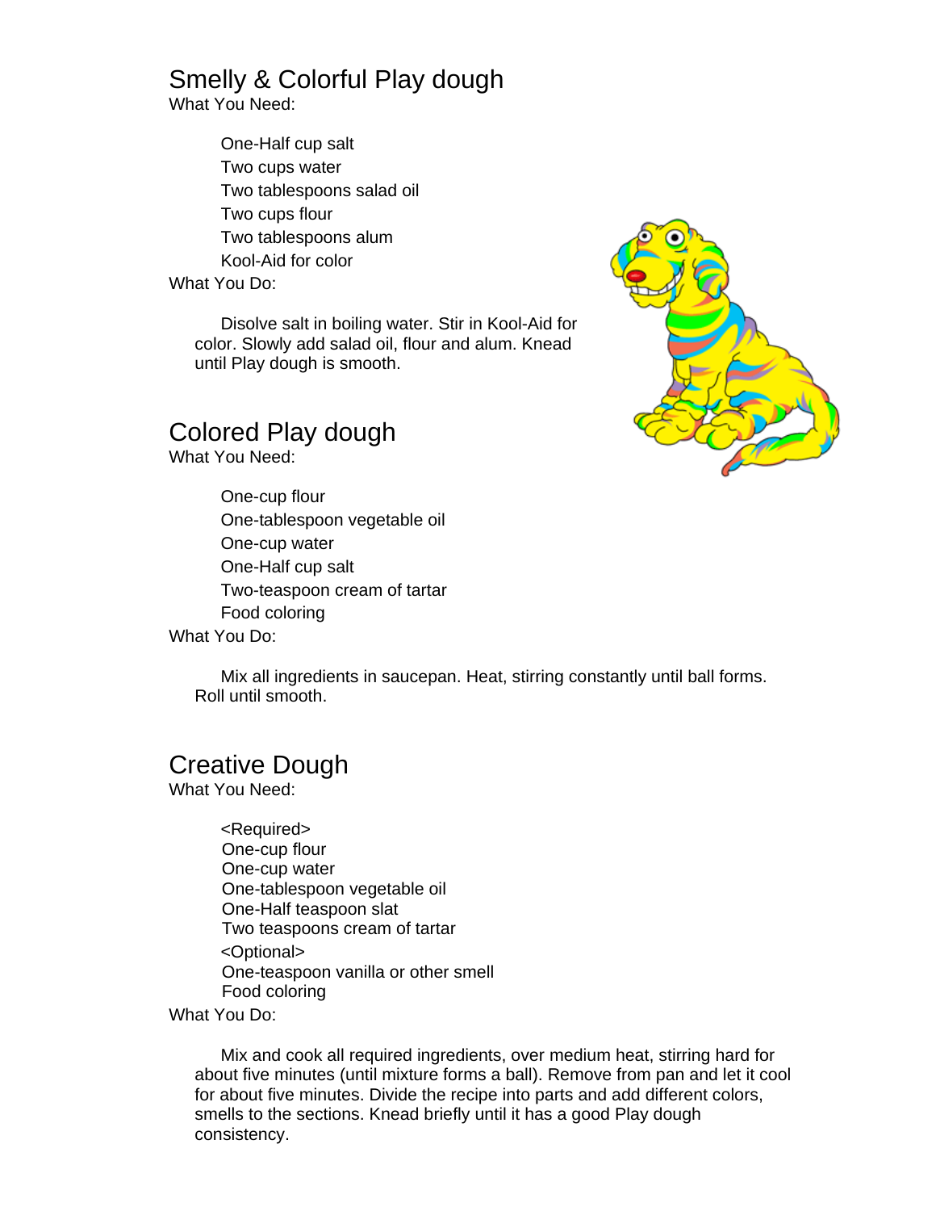## Smelly & Colorful Play dough

What You Need:

- One-Half cup salt
- Two cups water
- Two tablespoons salad oil
- Two cups flour
- Two tablespoons alum
- Kool-Aid for color

What You Do:

Disolve salt in boiling water. Stir in Kool-Aid for color. Slowly add salad oil, flour and alum. Knead until Play dough is smooth.

## Colored Play dough

What You Need:

- One-cup flour
- One-tablespoon vegetable oil
- One-cup water
- One-Half cup salt
- Two-teaspoon cream of tartar
- Food coloring

What You Do:

Mix all ingredients in saucepan. Heat, stirring constantly until ball forms. Roll until smooth.

## Creative Dough

What You Need:

<Required>

- One-cup flour
- One-cup water
- One-tablespoon vegetable oil
- One-Half teaspoon slat
- Two teaspoons cream of tartar

<Optional>

- One-teaspoon vanilla or other smell
- Food coloring

What You Do:

Mix and cook all required ingredients, over medium heat, stirring hard for about five minutes (until mixture forms a ball). Remove from pan and let it cool for about five minutes. Divide the recipe into parts and add different colors, smells to the sections. Knead briefly until it has a good Play dough consistency.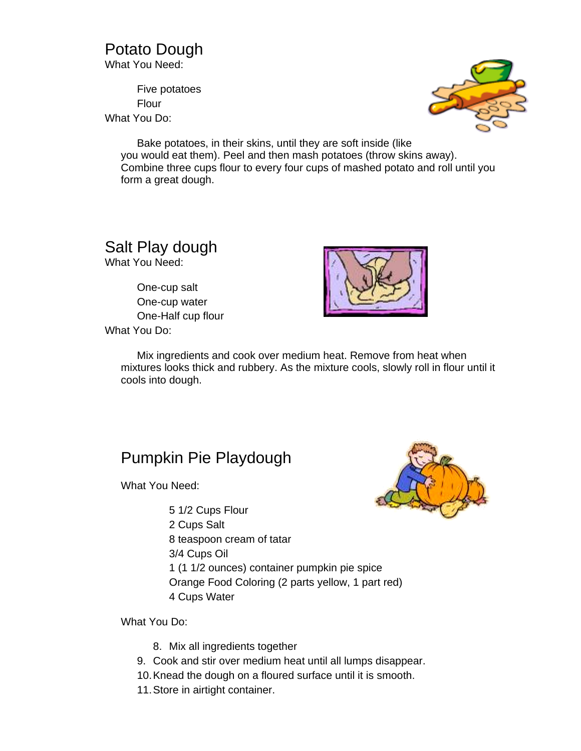## Potato Dough

What You Need:

- Five potatoes
- Flour

What You Do:

Bake potatoes, in their skins, until they are soft inside (like you would eat them). Peel and then mash potatoes (throw skins away). Combine three cups flour to every four cups of mashed potato and roll until you form a great dough.

## Salt Play dough

What You Need:

- One-cup salt
- One-cup water
- One-Half cup flour

What You Do:

Mix ingredients and cook over medium heat. Remove from heat when mixtures looks thick and rubbery. As the mixture cools, slowly roll in flour until it cools into dough.

## Pumpkin Pie Playdough

What You Need:

- 5 1/2 Cups Flour
- 2 Cups Salt
- 8 teaspoon cream of tatar
- 3/4 Cups Oil
- 1 (1 1/2 ounces) container pumpkin pie spice
- Orange Food Coloring (2 parts yellow, 1 part red)
- 4 Cups Water

What You Do:

8. Mix all ingredients together
9. Cook and stir over medium heat until all lumps disappear.
10. Knead the dough on a floured surface until it is smooth.
11. Store in airtight container.